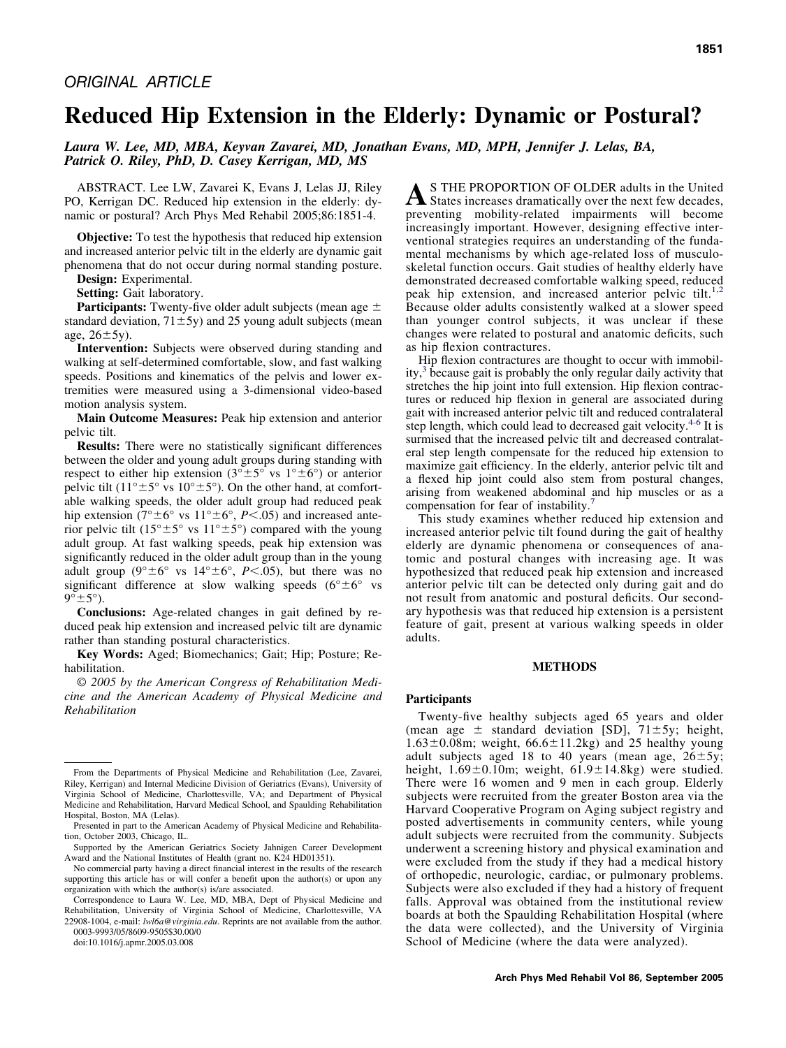## ORIGINAL ARTICLE

# Reduced Hip Extension in the Elderly: Dynamic or Postural?

*Laura W. Lee, MD, MBA, Keyvan Zavarei, MD, Jonathan Evans, MD, MPH, Jennifer J. Lelas, BA, Patrick O. Riley, PhD, D. Casey Kerrigan, MD, MS*

ABSTRACT. Lee LW, Zavarei K, Evans J, Lelas JJ, Riley PO, Kerrigan DC. Reduced hip extension in the elderly: dynamic or postural? Arch Phys Med Rehabil 2005;86:1851-4.

**Objective:** To test the hypothesis that reduced hip extension and increased anterior pelvic tilt in the elderly are dynamic gait phenomena that do not occur during normal standing posture.

**Design:** Experimental.

**Setting:** Gait laboratory.

**Participants:** Twenty-five older adult subjects (mean age ± standard deviation, 71±5y) and 25 young adult subjects (mean age, 26±5y).

**Intervention:** Subjects were observed during standing and walking at self-determined comfortable, slow, and fast walking speeds. Positions and kinematics of the pelvis and lower extremities were measured using a 3-dimensional video-based motion analysis system.

**Main Outcome Measures:** Peak hip extension and anterior pelvic tilt.

**Results:** There were no statistically significant differences between the older and young adult groups during standing with respect to either hip extension (3°±5° vs 1°±6°) or anterior pelvic tilt (11°±5° vs 10°±5°). On the other hand, at comfortable walking speeds, the older adult group had reduced peak hip extension (7°±6° vs 11°±6°, $P<.05$) and increased anterior pelvic tilt (15°±5° vs 11°±5°) compared with the young adult group. At fast walking speeds, peak hip extension was significantly reduced in the older adult group than in the young adult group (9°±6° vs 14°±6°, $P<.05$), but there was no significant difference at slow walking speeds (6°±6° vs 9°±5°).

**Conclusions:** Age-related changes in gait defined by reduced peak hip extension and increased pelvic tilt are dynamic rather than standing postural characteristics.

**Key Words:** Aged; Biomechanics; Gait; Hip; Posture; Rehabilitation.

*© 2005 by the American Congress of Rehabilitation Medicine and the American Academy of Physical Medicine and Rehabilitation*

From the Departments of Physical Medicine and Rehabilitation (Lee, Zavarei, Riley, Kerrigan) and Internal Medicine Division of Geriatrics (Evans), University of Virginia School of Medicine, Charlottesville, VA; and Department of Physical Medicine and Rehabilitation, Harvard Medical School, and Spaulding Rehabilitation Hospital, Boston, MA (Lelas).

Presented in part to the American Academy of Physical Medicine and Rehabilitation, October 2003, Chicago, IL.

Supported by the American Geriatrics Society Jahnigen Career Development Award and the National Institutes of Health (grant no. K24 HD01351).

No commercial party having a direct financial interest in the results of the research supporting this article has or will confer a benefit upon the author(s) or upon any organization with which the author(s) is/are associated.

Correspondence to Laura W. Lee, MD, MBA, Dept of Physical Medicine and Rehabilitation, University of Virginia School of Medicine, Charlottesville, VA 22908-1004, e-mail: *lwl6a@virginia.edu*. Reprints are not available from the author.

0003-9993/05/8609-9505$30.00/0

doi:10.1016/j.apmr.2005.03.008

AS THE PROPORTION OF OLDER adults in the United States increases dramatically over the next few decades, preventing mobility-related impairments will become increasingly important. However, designing effective interventional strategies requires an understanding of the fundamental mechanisms by which age-related loss of musculoskeletal function occurs. Gait studies of healthy elderly have demonstrated decreased comfortable walking speed, reduced peak hip extension, and increased anterior pelvic tilt.[1,2] Because older adults consistently walked at a slower speed than younger control subjects, it was unclear if these changes were related to postural and anatomic deficits, such as hip flexion contractures.

Hip flexion contractures are thought to occur with immobility,[3] because gait is probably the only regular daily activity that stretches the hip joint into full extension. Hip flexion contractures or reduced hip flexion in general are associated during gait with increased anterior pelvic tilt and reduced contralateral step length, which could lead to decreased gait velocity.[4-6] It is surmised that the increased pelvic tilt and decreased contralateral step length compensate for the reduced hip extension to maximize gait efficiency. In the elderly, anterior pelvic tilt and a flexed hip joint could also stem from postural changes, arising from weakened abdominal and hip muscles or as a compensation for fear of instability.[7]

This study examines whether reduced hip extension and increased anterior pelvic tilt found during the gait of healthy elderly are dynamic phenomena or consequences of anatomic and postural changes with increasing age. It was hypothesized that reduced peak hip extension and increased anterior pelvic tilt can be detected only during gait and do not result from anatomic and postural deficits. Our secondary hypothesis was that reduced hip extension is a persistent feature of gait, present at various walking speeds in older adults.

## METHODS

### Participants

Twenty-five healthy subjects aged 65 years and older (mean age ± standard deviation [SD], 71±5y; height, 1.63±0.08m; weight, 66.6±11.2kg) and 25 healthy young adult subjects aged 18 to 40 years (mean age, 26±5y; height, 1.69±0.10m; weight, 61.9±14.8kg) were studied. There were 16 women and 9 men in each group. Elderly subjects were recruited from the greater Boston area via the Harvard Cooperative Program on Aging subject registry and posted advertisements in community centers, while young adult subjects were recruited from the community. Subjects underwent a screening history and physical examination and were excluded from the study if they had a medical history of orthopedic, neurologic, cardiac, or pulmonary problems. Subjects were also excluded if they had a history of frequent falls. Approval was obtained from the institutional review boards at both the Spaulding Rehabilitation Hospital (where the data were collected), and the University of Virginia School of Medicine (where the data were analyzed).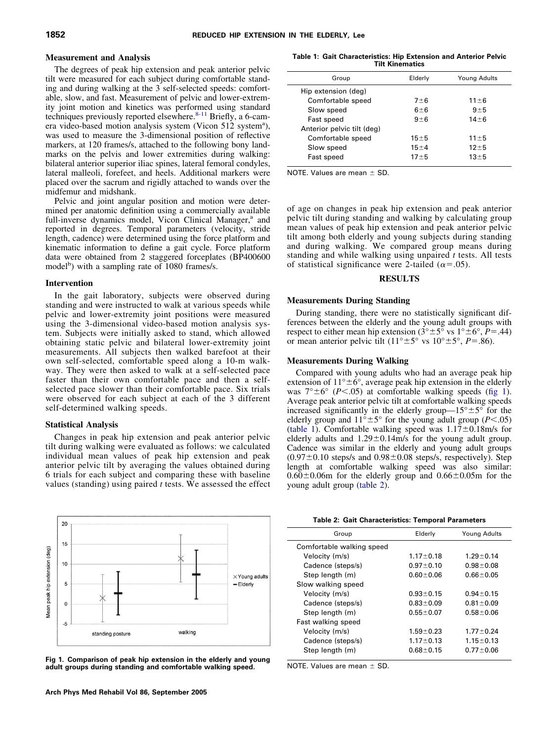### Measurement and Analysis

The degrees of peak hip extension and peak anterior pelvic tilt were measured for each subject during comfortable standing and during walking at the 3 self-selected speeds: comfortable, slow, and fast. Measurement of pelvic and lower-extremity joint motion and kinetics was performed using standard techniques previously reported elsewhere.[8-11] Briefly, a 6-camera video-based motion analysis system (Vicon 512 system[a]), was used to measure the 3-dimensional position of reflective markers, at 120 frames/s, attached to the following bony landmarks on the pelvis and lower extremities during walking: bilateral anterior superior iliac spines, lateral femoral condyles, lateral malleoli, forefeet, and heels. Additional markers were placed over the sacrum and rigidly attached to wands over the midfemur and midshank.

Pelvic and joint angular position and motion were determined per anatomic definition using a commercially available full-inverse dynamics model, Vicon Clinical Manager,[a] and reported in degrees. Temporal parameters (velocity, stride length, cadence) were determined using the force platform and kinematic information to define a gait cycle. Force platform data were obtained from 2 staggered forceplates (BP400600 model[b]) with a sampling rate of 1080 frames/s.

### Intervention

In the gait laboratory, subjects were observed during standing and were instructed to walk at various speeds while pelvic and lower-extremity joint positions were measured using the 3-dimensional video-based motion analysis system. Subjects were initially asked to stand, which allowed obtaining static pelvic and bilateral lower-extremity joint measurements. All subjects then walked barefoot at their own self-selected, comfortable speed along a 10-m walkway. They were then asked to walk at a self-selected pace faster than their own comfortable pace and then a self-selected pace slower than their comfortable pace. Six trials were observed for each subject at each of the 3 different self-determined walking speeds.

### Statistical Analysis

Changes in peak hip extension and peak anterior pelvic tilt during walking were evaluated as follows: we calculated individual mean values of peak hip extension and peak anterior pelvic tilt by averaging the values obtained during 6 trials for each subject and comparing these with baseline values (standing) using paired *t* tests. We assessed the effect of age on changes in peak hip extension and peak anterior pelvic tilt during standing and walking by calculating group mean values of peak hip extension and peak anterior pelvic tilt among both elderly and young subjects during standing and during walking. We compared group means during standing and while walking using unpaired *t* tests. All tests of statistical significance were 2-tailed ($\alpha$=.05).

**Table 1: Gait Characteristics: Hip Extension and Anterior Pelvic Tilt Kinematics**

| Group | Elderly | Young Adults |
|---|---|---|
| Hip extension (deg) | | |
| Comfortable speed | 7±6 | 11±6 |
| Slow speed | 6±6 | 9±5 |
| Fast speed | 9±6 | 14±6 |
| Anterior pelvic tilt (deg) | | |
| Comfortable speed | 15±5 | 11±5 |
| Slow speed | 15±4 | 12±5 |
| Fast speed | 17±5 | 13±5 |

NOTE. Values are mean ± SD.

## RESULTS

### Measurements During Standing

During standing, there were no statistically significant differences between the elderly and the young adult groups with respect to either mean hip extension (3°±5° vs 1°±6°, *P*=.44) or mean anterior pelvic tilt (11°±5° vs 10°±5°, *P*=.86).

### Measurements During Walking

Compared with young adults who had an average peak hip extension of 11°±6°, average peak hip extension in the elderly was 7°±6° (*P*<.05) at comfortable walking speeds (fig 1). Average peak anterior pelvic tilt at comfortable walking speeds increased significantly in the elderly group—15°±5° for the elderly group and 11°±5° for the young adult group (*P*<.05) (table 1). Comfortable walking speed was 1.17±0.18m/s for elderly adults and 1.29±0.14m/s for the young adult group. Cadence was similar in the elderly and young adult groups (0.97±0.10 steps/s and 0.98±0.08 steps/s, respectively). Step length at comfortable walking speed was also similar: 0.60±0.06m for the elderly group and 0.66±0.05m for the young adult group (table 2).

Fig 1. Comparison of peak hip extension in the elderly and young adult groups during standing and comfortable walking speed.

**Table 2: Gait Characteristics: Temporal Parameters**

| Group | Elderly | Young Adults |
|---|---|---|
| Comfortable walking speed | | |
| Velocity (m/s) | 1.17±0.18 | 1.29±0.14 |
| Cadence (steps/s) | 0.97±0.10 | 0.98±0.08 |
| Step length (m) | 0.60±0.06 | 0.66±0.05 |
| Slow walking speed | | |
| Velocity (m/s) | 0.93±0.15 | 0.94±0.15 |
| Cadence (steps/s) | 0.83±0.09 | 0.81±0.09 |
| Step length (m) | 0.55±0.07 | 0.58±0.06 |
| Fast walking speed | | |
| Velocity (m/s) | 1.59±0.23 | 1.77±0.24 |
| Cadence (steps/s) | 1.17±0.13 | 1.15±0.13 |
| Step length (m) | 0.68±0.15 | 0.77±0.06 |

NOTE. Values are mean ± SD.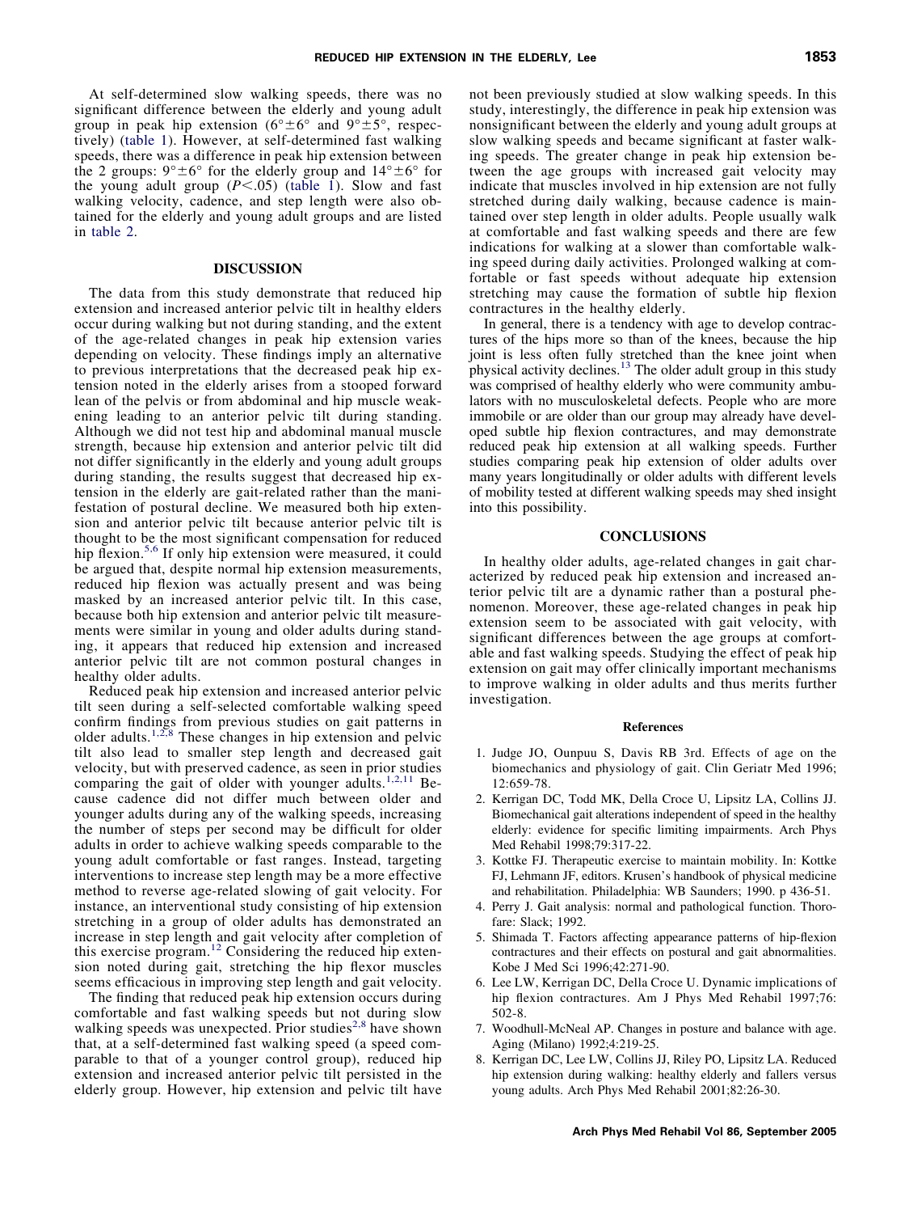At self-determined slow walking speeds, there was no significant difference between the elderly and young adult group in peak hip extension (6°±6° and 9°±5°, respectively) (table 1). However, at self-determined fast walking speeds, there was a difference in peak hip extension between the 2 groups: 9°±6° for the elderly group and 14°±6° for the young adult group ($P<.05$) (table 1). Slow and fast walking velocity, cadence, and step length were also obtained for the elderly and young adult groups and are listed in table 2.

## DISCUSSION

The data from this study demonstrate that reduced hip extension and increased anterior pelvic tilt in healthy elders occur during walking but not during standing, and the extent of the age-related changes in peak hip extension varies depending on velocity. These findings imply an alternative to previous interpretations that the decreased peak hip extension noted in the elderly arises from a stooped forward lean of the pelvis or from abdominal and hip muscle weakening leading to an anterior pelvic tilt during standing. Although we did not test hip and abdominal manual muscle strength, because hip extension and anterior pelvic tilt did not differ significantly in the elderly and young adult groups during standing, the results suggest that decreased hip extension in the elderly are gait-related rather than the manifestation of postural decline. We measured both hip extension and anterior pelvic tilt because anterior pelvic tilt is thought to be the most significant compensation for reduced hip flexion.[5,6] If only hip extension were measured, it could be argued that, despite normal hip extension measurements, reduced hip flexion was actually present and was being masked by an increased anterior pelvic tilt. In this case, because both hip extension and anterior pelvic tilt measurements were similar in young and older adults during standing, it appears that reduced hip extension and increased anterior pelvic tilt are not common postural changes in healthy older adults.

Reduced peak hip extension and increased anterior pelvic tilt seen during a self-selected comfortable walking speed confirm findings from previous studies on gait patterns in older adults.[1,2,8] These changes in hip extension and pelvic tilt also lead to smaller step length and decreased gait velocity, but with preserved cadence, as seen in prior studies comparing the gait of older with younger adults.[1,2,11] Because cadence did not differ much between older and younger adults during any of the walking speeds, increasing the number of steps per second may be difficult for older adults in order to achieve walking speeds comparable to the young adult comfortable or fast ranges. Instead, targeting interventions to increase step length may be a more effective method to reverse age-related slowing of gait velocity. For instance, an interventional study consisting of hip extension stretching in a group of older adults has demonstrated an increase in step length and gait velocity after completion of this exercise program.[12] Considering the reduced hip extension noted during gait, stretching the hip flexor muscles seems efficacious in improving step length and gait velocity.

The finding that reduced peak hip extension occurs during comfortable and fast walking speeds but not during slow walking speeds was unexpected. Prior studies[2,8] have shown that, at a self-determined fast walking speed (a speed comparable to that of a younger control group), reduced hip extension and increased anterior pelvic tilt persisted in the elderly group. However, hip extension and pelvic tilt have not been previously studied at slow walking speeds. In this study, interestingly, the difference in peak hip extension was nonsignificant between the elderly and young adult groups at slow walking speeds and became significant at faster walking speeds. The greater change in peak hip extension between the age groups with increased gait velocity may indicate that muscles involved in hip extension are not fully stretched during daily walking, because cadence is maintained over step length in older adults. People usually walk at comfortable and fast walking speeds and there are few indications for walking at a slower than comfortable walking speed during daily activities. Prolonged walking at comfortable or fast speeds without adequate hip extension stretching may cause the formation of subtle hip flexion contractures in the healthy elderly.

In general, there is a tendency with age to develop contractures of the hips more so than of the knees, because the hip joint is less often fully stretched than the knee joint when physical activity declines.[13] The older adult group in this study was comprised of healthy elderly who were community ambulators with no musculoskeletal defects. People who are more immobile or are older than our group may already have developed subtle hip flexion contractures, and may demonstrate reduced peak hip extension at all walking speeds. Further studies comparing peak hip extension of older adults over many years longitudinally or older adults with different levels of mobility tested at different walking speeds may shed insight into this possibility.

## CONCLUSIONS

In healthy older adults, age-related changes in gait characterized by reduced peak hip extension and increased anterior pelvic tilt are a dynamic rather than a postural phenomenon. Moreover, these age-related changes in peak hip extension seem to be associated with gait velocity, with significant differences between the age groups at comfortable and fast walking speeds. Studying the effect of peak hip extension on gait may offer clinically important mechanisms to improve walking in older adults and thus merits further investigation.

### References

1. Judge JO, Ounpuu S, Davis RB 3rd. Effects of age on the biomechanics and physiology of gait. Clin Geriatr Med 1996; 12:659-78.
2. Kerrigan DC, Todd MK, Della Croce U, Lipsitz LA, Collins JJ. Biomechanical gait alterations independent of speed in the healthy elderly: evidence for specific limiting impairments. Arch Phys Med Rehabil 1998;79:317-22.
3. Kottke FJ. Therapeutic exercise to maintain mobility. In: Kottke FJ, Lehmann JF, editors. Krusen's handbook of physical medicine and rehabilitation. Philadelphia: WB Saunders; 1990. p 436-51.
4. Perry J. Gait analysis: normal and pathological function. Thorofare: Slack; 1992.
5. Shimada T. Factors affecting appearance patterns of hip-flexion contractures and their effects on postural and gait abnormalities. Kobe J Med Sci 1996;42:271-90.
6. Lee LW, Kerrigan DC, Della Croce U. Dynamic implications of hip flexion contractures. Am J Phys Med Rehabil 1997;76: 502-8.
7. Woodhull-McNeal AP. Changes in posture and balance with age. Aging (Milano) 1992;4:219-25.
8. Kerrigan DC, Lee LW, Collins JJ, Riley PO, Lipsitz LA. Reduced hip extension during walking: healthy elderly and fallers versus young adults. Arch Phys Med Rehabil 2001;82:26-30.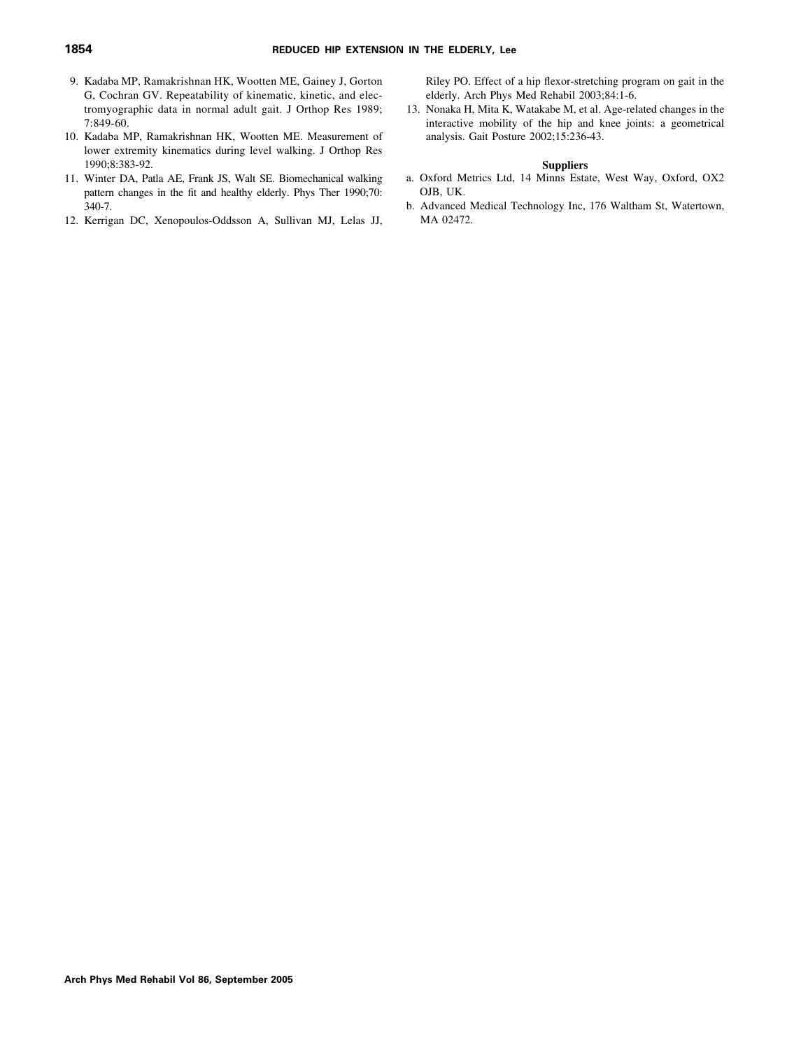9. Kadaba MP, Ramakrishnan HK, Wootten ME, Gainey J, Gorton G, Cochran GV. Repeatability of kinematic, kinetic, and electromyographic data in normal adult gait. J Orthop Res 1989; 7:849-60.
10. Kadaba MP, Ramakrishnan HK, Wootten ME. Measurement of lower extremity kinematics during level walking. J Orthop Res 1990;8:383-92.
11. Winter DA, Patla AE, Frank JS, Walt SE. Biomechanical walking pattern changes in the fit and healthy elderly. Phys Ther 1990;70: 340-7.
12. Kerrigan DC, Xenopoulos-Oddsson A, Sullivan MJ, Lelas JJ, Riley PO. Effect of a hip flexor-stretching program on gait in the elderly. Arch Phys Med Rehabil 2003;84:1-6.
13. Nonaka H, Mita K, Watakabe M, et al. Age-related changes in the interactive mobility of the hip and knee joints: a geometrical analysis. Gait Posture 2002;15:236-43.

### Suppliers

a. Oxford Metrics Ltd, 14 Minns Estate, West Way, Oxford, OX2 OJB, UK.
b. Advanced Medical Technology Inc, 176 Waltham St, Watertown, MA 02472.